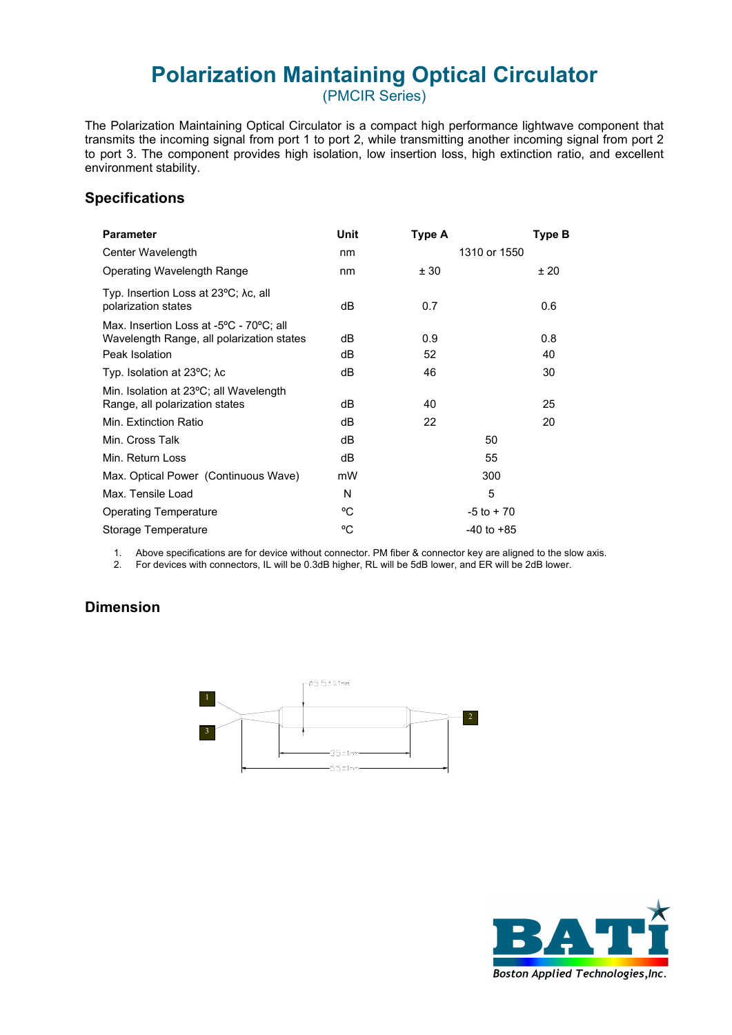# Polarization Maintaining Optical Circulator

(PMCIR Series)

The Polarization Maintaining Optical Circulator is a compact high performance lightwave component that transmits the incoming signal from port 1 to port 2, while transmitting another incoming signal from port 2 to port 3. The component provides high isolation, low insertion loss, high extinction ratio, and excellent environment stability.

## Specifications

| Parameter | Unit | Type A | Type B |
|---|---|---|---|
| Center Wavelength | nm | 1310 or 1550 | |
| Operating Wavelength Range | nm | ± 30 | ± 20 |
| Typ. Insertion Loss at 23ºC; λc, all polarization states | dB | 0.7 | 0.6 |
| Max. Insertion Loss at -5ºC - 70ºC; all Wavelength Range, all polarization states | dB | 0.9 | 0.8 |
| Peak Isolation | dB | 52 | 40 |
| Typ. Isolation at 23ºC; λc | dB | 46 | 30 |
| Min. Isolation at 23ºC; all Wavelength Range, all polarization states | dB | 40 | 25 |
| Min. Extinction Ratio | dB | 22 | 20 |
| Min. Cross Talk | dB | 50 | |
| Min. Return Loss | dB | 55 | |
| Max. Optical Power (Continuous Wave) | mW | 300 | |
| Max. Tensile Load | N | 5 | |
| Operating Temperature | ºC | -5 to + 70 | |
| Storage Temperature | ºC | -40 to +85 | |

1. Above specifications are for device without connector. PM fiber & connector key are aligned to the slow axis.
2. For devices with connectors, IL will be 0.3dB higher, RL will be 5dB lower, and ER will be 2dB lower.

## Dimension

Ø5.5±0.1mm

1

3

2

35±1mm

55±1mm

BATi Boston Applied Technologies,Inc.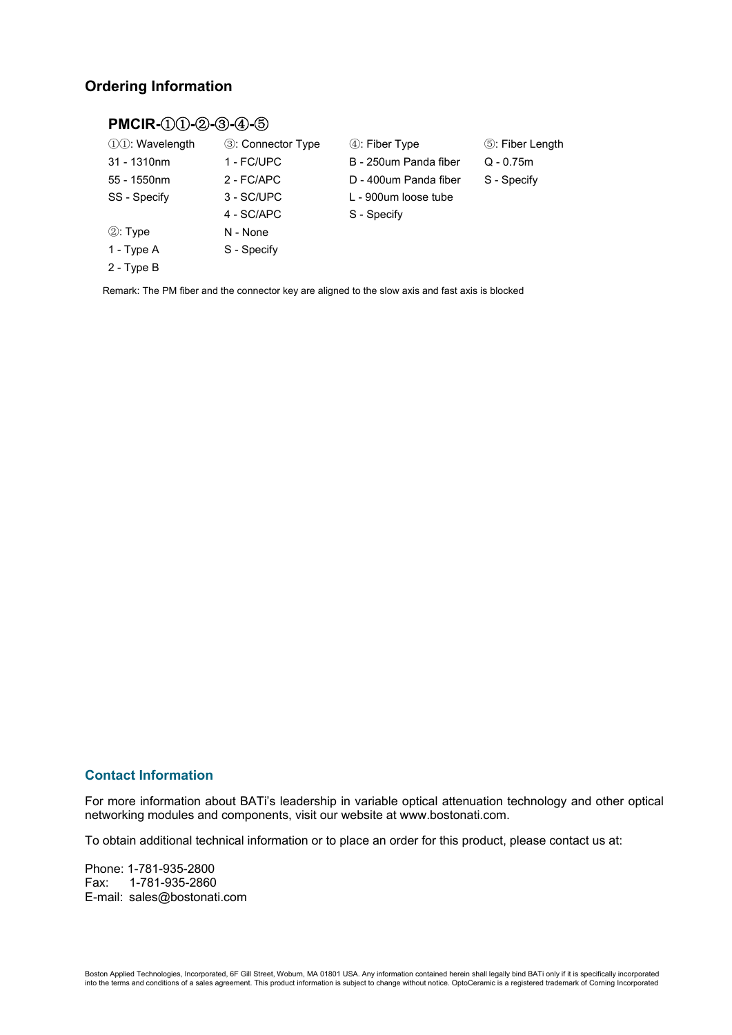## Ordering Information

### PMCIR-①①-②-③-④-⑤

| ①①: Wavelength | ③: Connector Type | ④: Fiber Type | ⑤: Fiber Length |
|---|---|---|---|
| 31 - 1310nm | 1 - FC/UPC | B - 250um Panda fiber | Q - 0.75m |
| 55 - 1550nm | 2 - FC/APC | D - 400um Panda fiber | S - Specify |
| SS - Specify | 3 - SC/UPC | L - 900um loose tube | |
| | 4 - SC/APC | S - Specify | |
| ②: Type | N - None | | |
| 1 - Type A | S - Specify | | |
| 2 - Type B | | | |

Remark: The PM fiber and the connector key are aligned to the slow axis and fast axis is blocked

## Contact Information

For more information about BATi's leadership in variable optical attenuation technology and other optical networking modules and components, visit our website at www.bostonati.com.

To obtain additional technical information or to place an order for this product, please contact us at:

Phone: 1-781-935-2800
Fax: 1-781-935-2860
E-mail: sales@bostonati.com

Boston Applied Technologies, Incorporated, 6F Gill Street, Woburn, MA 01801 USA. Any information contained herein shall legally bind BATi only if it is specifically incorporated into the terms and conditions of a sales agreement. This product information is subject to change without notice. OptoCeramic is a registered trademark of Corning Incorporated